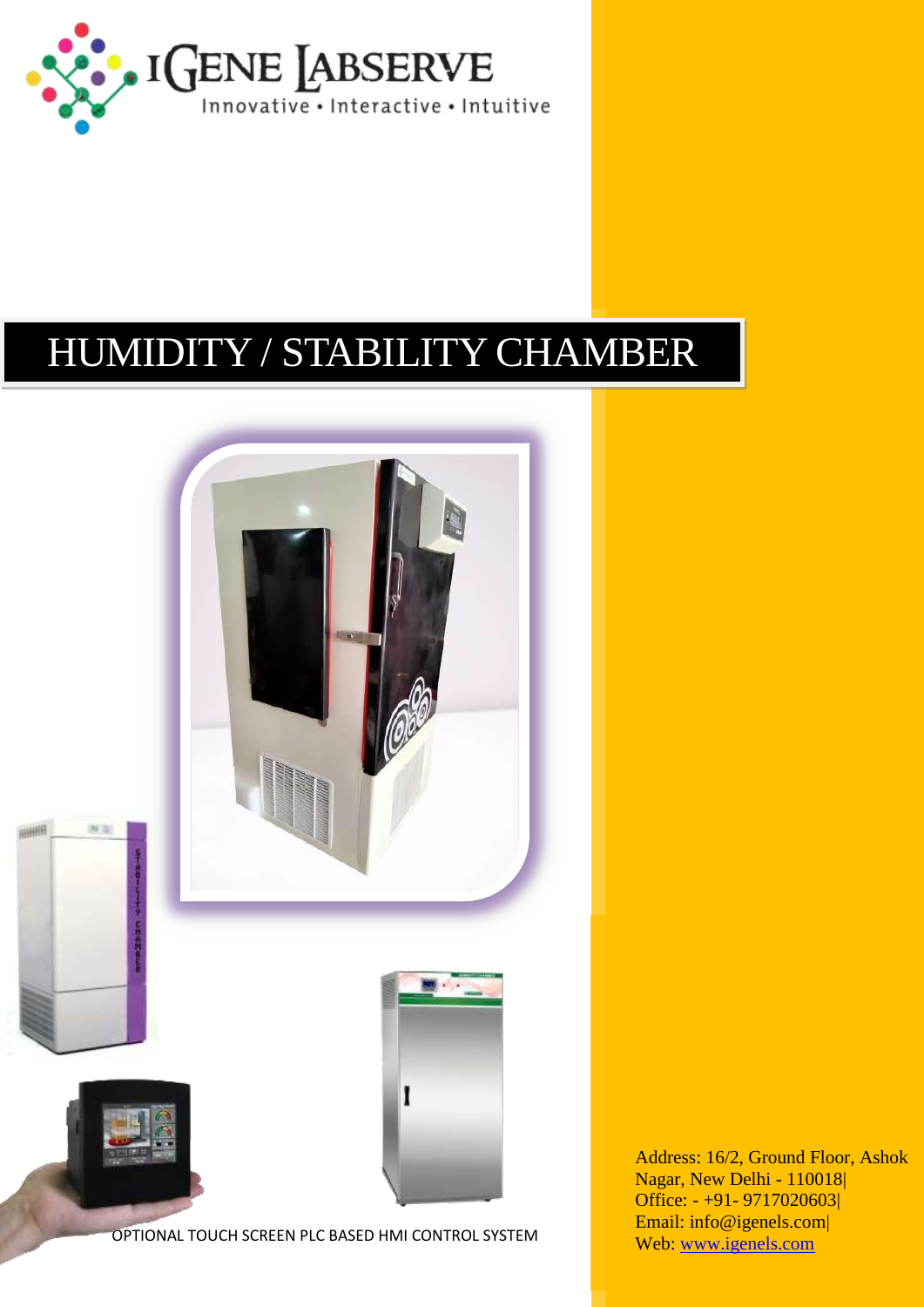IGENE LABSERVE

Innovative • Interactive • Intuitive

# HUMIDITY / STABILITY CHAMBER

OPTIONAL TOUCH SCREEN PLC BASED HMI CONTROL SYSTEM

Address: 16/2, Ground Floor, Ashok Nagar, New Delhi - 110018|
Office: - +91- 9717020603|
Email: info@igenels.com|
Web: www.igenels.com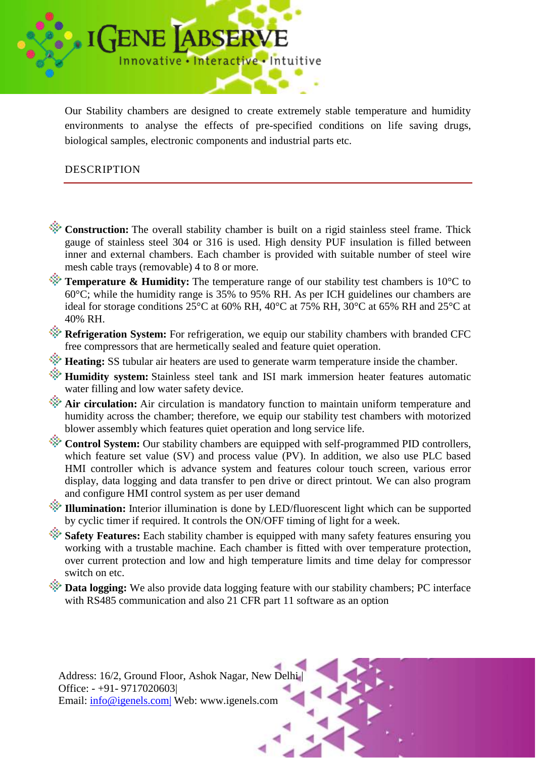Our Stability chambers are designed to create extremely stable temperature and humidity environments to analyse the effects of pre-specified conditions on life saving drugs, biological samples, electronic components and industrial parts etc.

## DESCRIPTION

- **Construction:** The overall stability chamber is built on a rigid stainless steel frame. Thick gauge of stainless steel 304 or 316 is used. High density PUF insulation is filled between inner and external chambers. Each chamber is provided with suitable number of steel wire mesh cable trays (removable) 4 to 8 or more.
- **Temperature & Humidity:** The temperature range of our stability test chambers is 10°C to 60°C; while the humidity range is 35% to 95% RH. As per ICH guidelines our chambers are ideal for storage conditions 25°C at 60% RH, 40°C at 75% RH, 30°C at 65% RH and 25°C at 40% RH.
- **Refrigeration System:** For refrigeration, we equip our stability chambers with branded CFC free compressors that are hermetically sealed and feature quiet operation.
- **Heating:** SS tubular air heaters are used to generate warm temperature inside the chamber.
- **Humidity system:** Stainless steel tank and ISI mark immersion heater features automatic water filling and low water safety device.
- **Air circulation:** Air circulation is mandatory function to maintain uniform temperature and humidity across the chamber; therefore, we equip our stability test chambers with motorized blower assembly which features quiet operation and long service life.
- **Control System:** Our stability chambers are equipped with self-programmed PID controllers, which feature set value (SV) and process value (PV). In addition, we also use PLC based HMI controller which is advance system and features colour touch screen, various error display, data logging and data transfer to pen drive or direct printout. We can also program and configure HMI control system as per user demand
- **Illumination:** Interior illumination is done by LED/fluorescent light which can be supported by cyclic timer if required. It controls the ON/OFF timing of light for a week.
- **Safety Features:** Each stability chamber is equipped with many safety features ensuring you working with a trustable machine. Each chamber is fitted with over temperature protection, over current protection and low and high temperature limits and time delay for compressor switch on etc.
- **Data logging:** We also provide data logging feature with our stability chambers; PC interface with RS485 communication and also 21 CFR part 11 software as an option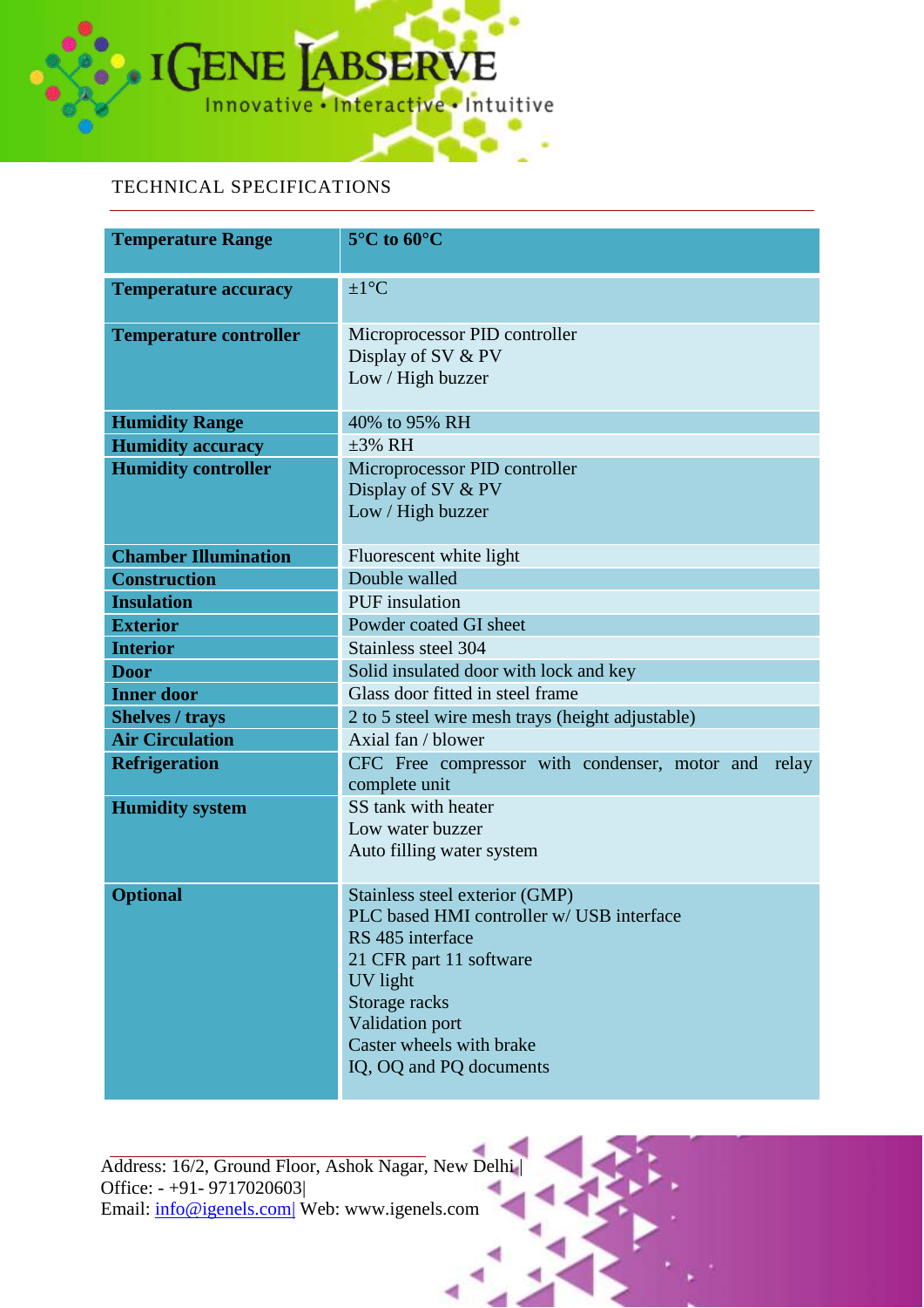TECHNICAL SPECIFICATIONS

| **Temperature Range** | **5°C to 60°C** |
|---|---|
| **Temperature accuracy** | ±1°C |
| **Temperature controller** | Microprocessor PID controller<br>Display of SV & PV<br>Low / High buzzer |
| **Humidity Range** | 40% to 95% RH |
| **Humidity accuracy** | ±3% RH |
| **Humidity controller** | Microprocessor PID controller<br>Display of SV & PV<br>Low / High buzzer |
| **Chamber Illumination** | Fluorescent white light |
| **Construction** | Double walled |
| **Insulation** | PUF insulation |
| **Exterior** | Powder coated GI sheet |
| **Interior** | Stainless steel 304 |
| **Door** | Solid insulated door with lock and key |
| **Inner door** | Glass door fitted in steel frame |
| **Shelves / trays** | 2 to 5 steel wire mesh trays (height adjustable) |
| **Air Circulation** | Axial fan / blower |
| **Refrigeration** | CFC Free compressor with condenser, motor and relay complete unit |
| **Humidity system** | SS tank with heater<br>Low water buzzer<br>Auto filling water system |
| **Optional** | Stainless steel exterior (GMP)<br>PLC based HMI controller w/ USB interface<br>RS 485 interface<br>21 CFR part 11 software<br>UV light<br>Storage racks<br>Validation port<br>Caster wheels with brake<br>IQ, OQ and PQ documents |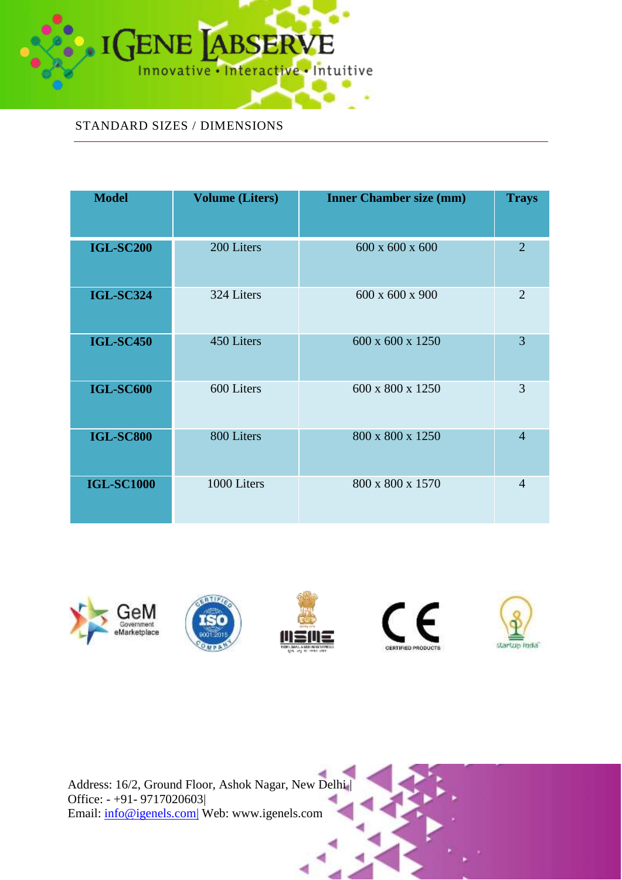STANDARD SIZES / DIMENSIONS

| Model | Volume (Liters) | Inner Chamber size (mm) | Trays |
|---|---|---|---|
| **IGL-SC200** | 200 Liters | 600 x 600 x 600 | 2 |
| **IGL-SC324** | 324 Liters | 600 x 600 x 900 | 2 |
| **IGL-SC450** | 450 Liters | 600 x 600 x 1250 | 3 |
| **IGL-SC600** | 600 Liters | 600 x 800 x 1250 | 3 |
| **IGL-SC800** | 800 Liters | 800 x 800 x 1250 | 4 |
| **IGL-SC1000** | 1000 Liters | 800 x 800 x 1570 | 4 |

Address: 16/2, Ground Floor, Ashok Nagar, New Delhi |
Office: - +91- 9717020603|
Email: info@igenels.com| Web: www.igenels.com